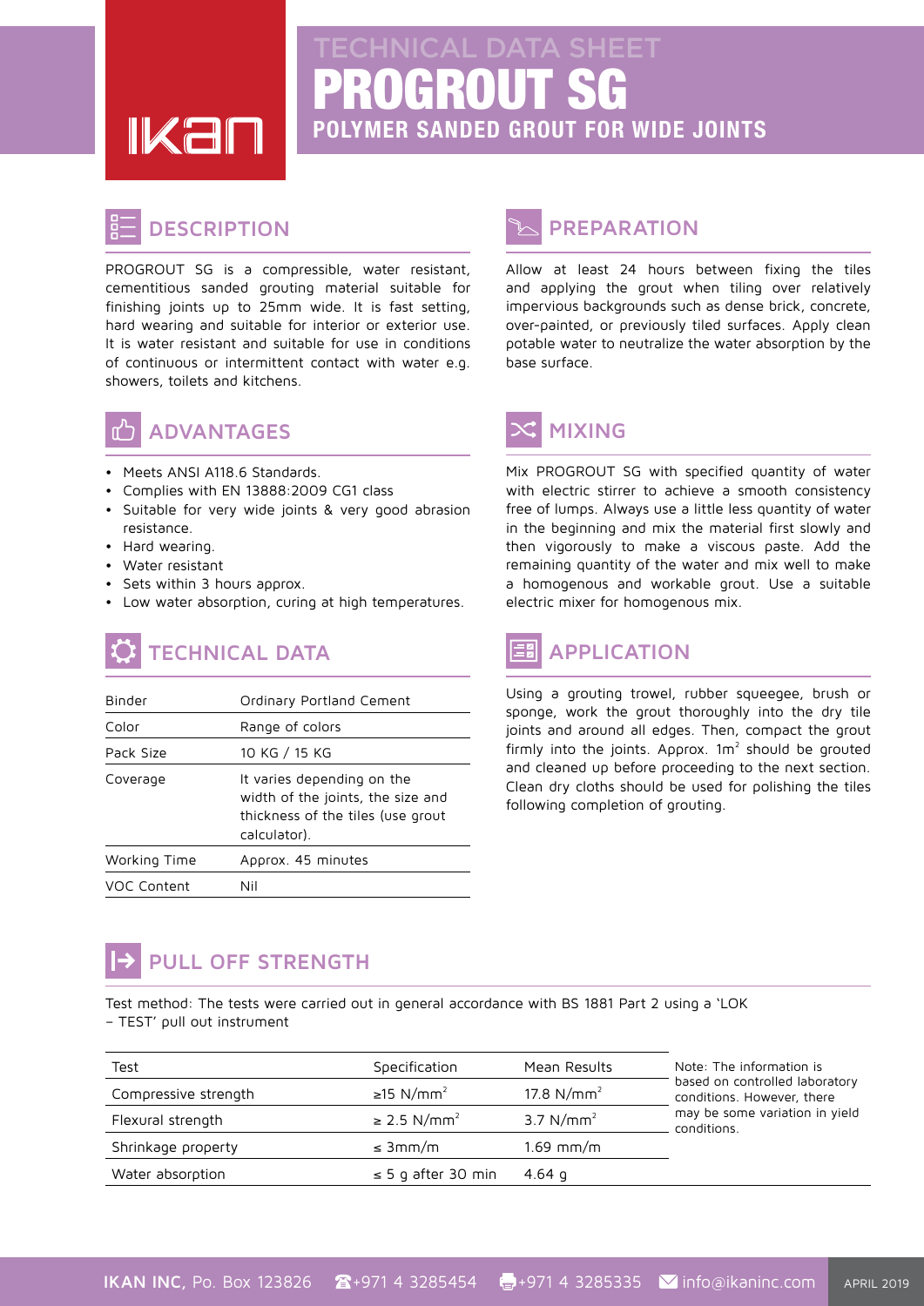# TECHNICAL DATA SHEET

# PROGROUT SG

## POLYMER SANDED GROUT FOR WIDE JOINTS

## DESCRIPTION

PROGROUT SG is a compressible, water resistant, cementitious sanded grouting material suitable for finishing joints up to 25mm wide. It is fast setting, hard wearing and suitable for interior or exterior use. It is water resistant and suitable for use in conditions of continuous or intermittent contact with water e.g. showers, toilets and kitchens.

## ADVANTAGES

- Meets ANSI A118.6 Standards.
- Complies with EN 13888:2009 CG1 class
- Suitable for very wide joints & very good abrasion resistance.
- Hard wearing.
- Water resistant
- Sets within 3 hours approx.
- Low water absorption, curing at high temperatures.

## TECHNICAL DATA

| | |
|---|---|
| Binder | Ordinary Portland Cement |
| Color | Range of colors |
| Pack Size | 10 KG / 15 KG |
| Coverage | It varies depending on the width of the joints, the size and thickness of the tiles (use grout calculator). |
| Working Time | Approx. 45 minutes |
| VOC Content | Nil |

## PREPARATION

Allow at least 24 hours between fixing the tiles and applying the grout when tiling over relatively impervious backgrounds such as dense brick, concrete, over-painted, or previously tiled surfaces. Apply clean potable water to neutralize the water absorption by the base surface.

## MIXING

Mix PROGROUT SG with specified quantity of water with electric stirrer to achieve a smooth consistency free of lumps. Always use a little less quantity of water in the beginning and mix the material first slowly and then vigorously to make a viscous paste. Add the remaining quantity of the water and mix well to make a homogenous and workable grout. Use a suitable electric mixer for homogenous mix.

## APPLICATION

Using a grouting trowel, rubber squeegee, brush or sponge, work the grout thoroughly into the dry tile joints and around all edges. Then, compact the grout firmly into the joints. Approx. 1m$^2$ should be grouted and cleaned up before proceeding to the next section. Clean dry cloths should be used for polishing the tiles following completion of grouting.

## PULL OFF STRENGTH

Test method: The tests were carried out in general accordance with BS 1881 Part 2 using a 'LOK – TEST' pull out instrument

| Test | Specification | Mean Results |
|---|---|---|
| Compressive strength | ≥15 N/mm$^2$ | 17.8 N/mm$^2$ |
| Flexural strength | ≥ 2.5 N/mm$^2$ | 3.7 N/mm$^2$ |
| Shrinkage property | ≤ 3mm/m | 1.69 mm/m |
| Water absorption | ≤ 5 g after 30 min | 4.64 g |

Note: The information is based on controlled laboratory conditions. However, there may be some variation in yield conditions.

**IKAN INC,** Po. Box 123826 ☎+971 4 3285454 +971 4 3285335 info@ikaninc.com APRIL 2019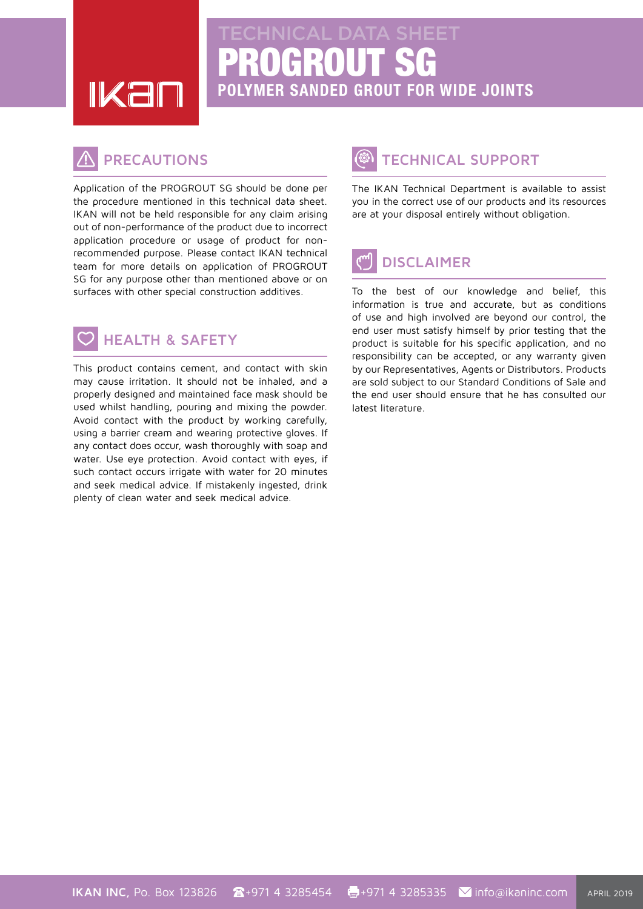## PRECAUTIONS

Application of the PROGROUT SG should be done per the procedure mentioned in this technical data sheet. IKAN will not be held responsible for any claim arising out of non-performance of the product due to incorrect application procedure or usage of product for non-recommended purpose. Please contact IKAN technical team for more details on application of PROGROUT SG for any purpose other than mentioned above or on surfaces with other special construction additives.

## HEALTH & SAFETY

This product contains cement, and contact with skin may cause irritation. It should not be inhaled, and a properly designed and maintained face mask should be used whilst handling, pouring and mixing the powder. Avoid contact with the product by working carefully, using a barrier cream and wearing protective gloves. If any contact does occur, wash thoroughly with soap and water. Use eye protection. Avoid contact with eyes, if such contact occurs irrigate with water for 20 minutes and seek medical advice. If mistakenly ingested, drink plenty of clean water and seek medical advice.

## TECHNICAL SUPPORT

The IKAN Technical Department is available to assist you in the correct use of our products and its resources are at your disposal entirely without obligation.

## DISCLAIMER

To the best of our knowledge and belief, this information is true and accurate, but as conditions of use and high involved are beyond our control, the end user must satisfy himself by prior testing that the product is suitable for his specific application, and no responsibility can be accepted, or any warranty given by our Representatives, Agents or Distributors. Products are sold subject to our Standard Conditions of Sale and the end user should ensure that he has consulted our latest literature.